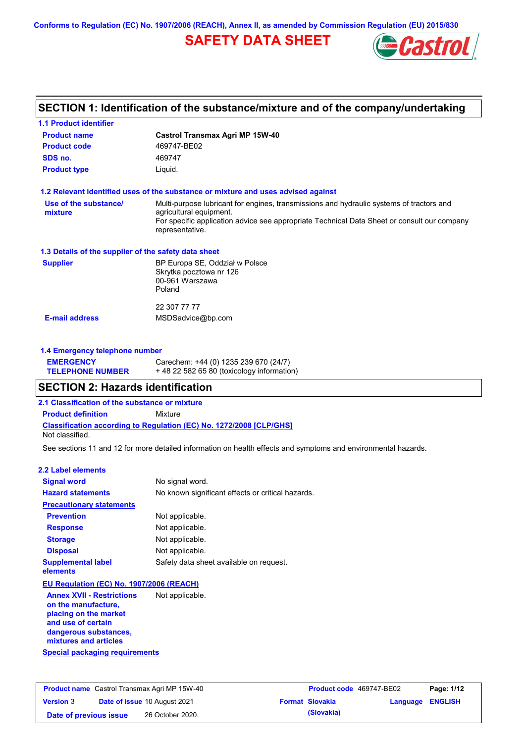Conforms to Regulation (EC) No. 1907/2006 (REACH), Annex II, as amended by Commission Regulation (EU) 2015/830

# SAFETY DATA SHEET

## SECTION 1: Identification of the substance/mixture and of the company/undertaking

### 1.1 Product identifier

**Product name** Castrol Transmax Agri MP 15W-40

**Product code** 469747-BE02

**SDS no.** 469747

**Product type** Liquid.

### 1.2 Relevant identified uses of the substance or mixture and uses advised against

**Use of the substance/ mixture** Multi-purpose lubricant for engines, transmissions and hydraulic systems of tractors and agricultural equipment.
For specific application advice see appropriate Technical Data Sheet or consult our company representative.

### 1.3 Details of the supplier of the safety data sheet

**Supplier** BP Europa SE, Oddział w Polsce
Skrytka pocztowa nr 126
00-961 Warszawa
Poland

22 307 77 77

**E-mail address** MSDSadvice@bp.com

### 1.4 Emergency telephone number

**EMERGENCY TELEPHONE NUMBER** Carechem: +44 (0) 1235 239 670 (24/7)
+ 48 22 582 65 80 (toxicology information)

## SECTION 2: Hazards identification

### 2.1 Classification of the substance or mixture

**Product definition** Mixture

**Classification according to Regulation (EC) No. 1272/2008 [CLP/GHS]**

Not classified.

See sections 11 and 12 for more detailed information on health effects and symptoms and environmental hazards.

### 2.2 Label elements

**Signal word** No signal word.

**Hazard statements** No known significant effects or critical hazards.

**Precautionary statements**

**Prevention** Not applicable.

**Response** Not applicable.

**Storage** Not applicable.

**Disposal** Not applicable.

**Supplemental label elements** Safety data sheet available on request.

**EU Regulation (EC) No. 1907/2006 (REACH)**

**Annex XVII - Restrictions on the manufacture, placing on the market and use of certain dangerous substances, mixtures and articles** Not applicable.

**Special packaging requirements**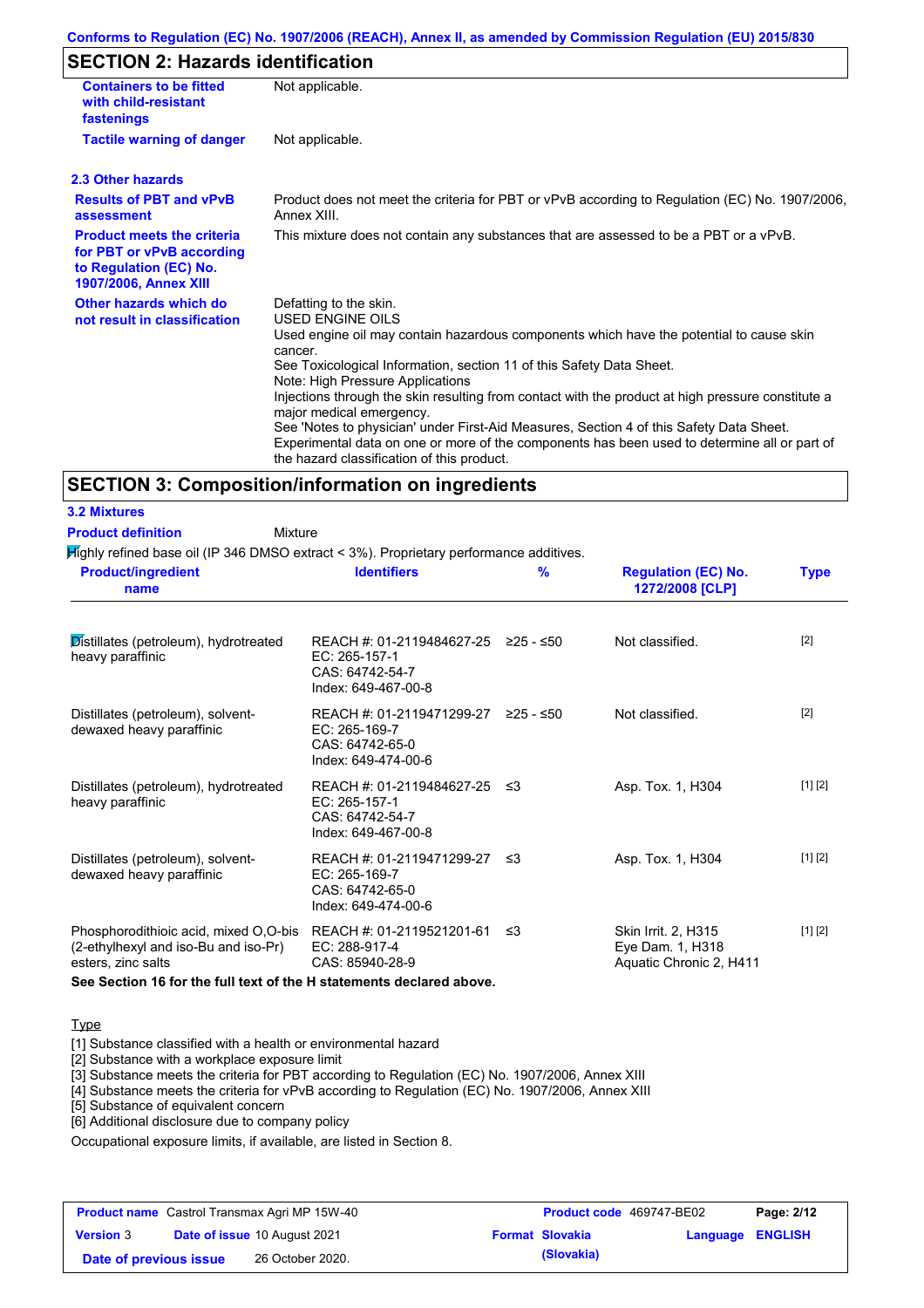## SECTION 2: Hazards identification

| | |
|---|---|
| **Containers to be fitted with child-resistant fastenings** | Not applicable. |
| **Tactile warning of danger** | Not applicable. |

### 2.3 Other hazards

| | |
|---|---|
| **Results of PBT and vPvB assessment** | Product does not meet the criteria for PBT or vPvB according to Regulation (EC) No. 1907/2006, Annex XIII. |
| **Product meets the criteria for PBT or vPvB according to Regulation (EC) No. 1907/2006, Annex XIII** | This mixture does not contain any substances that are assessed to be a PBT or a vPvB. |
| **Other hazards which do not result in classification** | Defatting to the skin.<br>USED ENGINE OILS<br>Used engine oil may contain hazardous components which have the potential to cause skin cancer.<br>See Toxicological Information, section 11 of this Safety Data Sheet.<br>Note: High Pressure Applications<br>Injections through the skin resulting from contact with the product at high pressure constitute a major medical emergency.<br>See 'Notes to physician' under First-Aid Measures, Section 4 of this Safety Data Sheet.<br>Experimental data on one or more of the components has been used to determine all or part of the hazard classification of this product. |

## SECTION 3: Composition/information on ingredients

### 3.2 Mixtures

**Product definition** Mixture

Highly refined base oil (IP 346 DMSO extract < 3%). Proprietary performance additives.

| Product/ingredient name | Identifiers | % | Regulation (EC) No. 1272/2008 [CLP] | Type |
|---|---|---|---|---|
| Distillates (petroleum), hydrotreated heavy paraffinic | REACH #: 01-2119484627-25<br>EC: 265-157-1<br>CAS: 64742-54-7<br>Index: 649-467-00-8 | ≥25 - ≤50 | Not classified. | [2] |
| Distillates (petroleum), solvent-dewaxed heavy paraffinic | REACH #: 01-2119471299-27<br>EC: 265-169-7<br>CAS: 64742-65-0<br>Index: 649-474-00-6 | ≥25 - ≤50 | Not classified. | [2] |
| Distillates (petroleum), hydrotreated heavy paraffinic | REACH #: 01-2119484627-25<br>EC: 265-157-1<br>CAS: 64742-54-7<br>Index: 649-467-00-8 | ≤3 | Asp. Tox. 1, H304 | [1] [2] |
| Distillates (petroleum), solvent-dewaxed heavy paraffinic | REACH #: 01-2119471299-27<br>EC: 265-169-7<br>CAS: 64742-65-0<br>Index: 649-474-00-6 | ≤3 | Asp. Tox. 1, H304 | [1] [2] |
| Phosphorodithioic acid, mixed O,O-bis (2-ethylhexyl and iso-Bu and iso-Pr) esters, zinc salts | REACH #: 01-2119521201-61<br>EC: 288-917-4<br>CAS: 85940-28-9 | ≤3 | Skin Irrit. 2, H315<br>Eye Dam. 1, H318<br>Aquatic Chronic 2, H411 | [1] [2] |

**See Section 16 for the full text of the H statements declared above.**

Type

[1] Substance classified with a health or environmental hazard
[2] Substance with a workplace exposure limit
[3] Substance meets the criteria for PBT according to Regulation (EC) No. 1907/2006, Annex XIII
[4] Substance meets the criteria for vPvB according to Regulation (EC) No. 1907/2006, Annex XIII
[5] Substance of equivalent concern
[6] Additional disclosure due to company policy

Occupational exposure limits, if available, are listed in Section 8.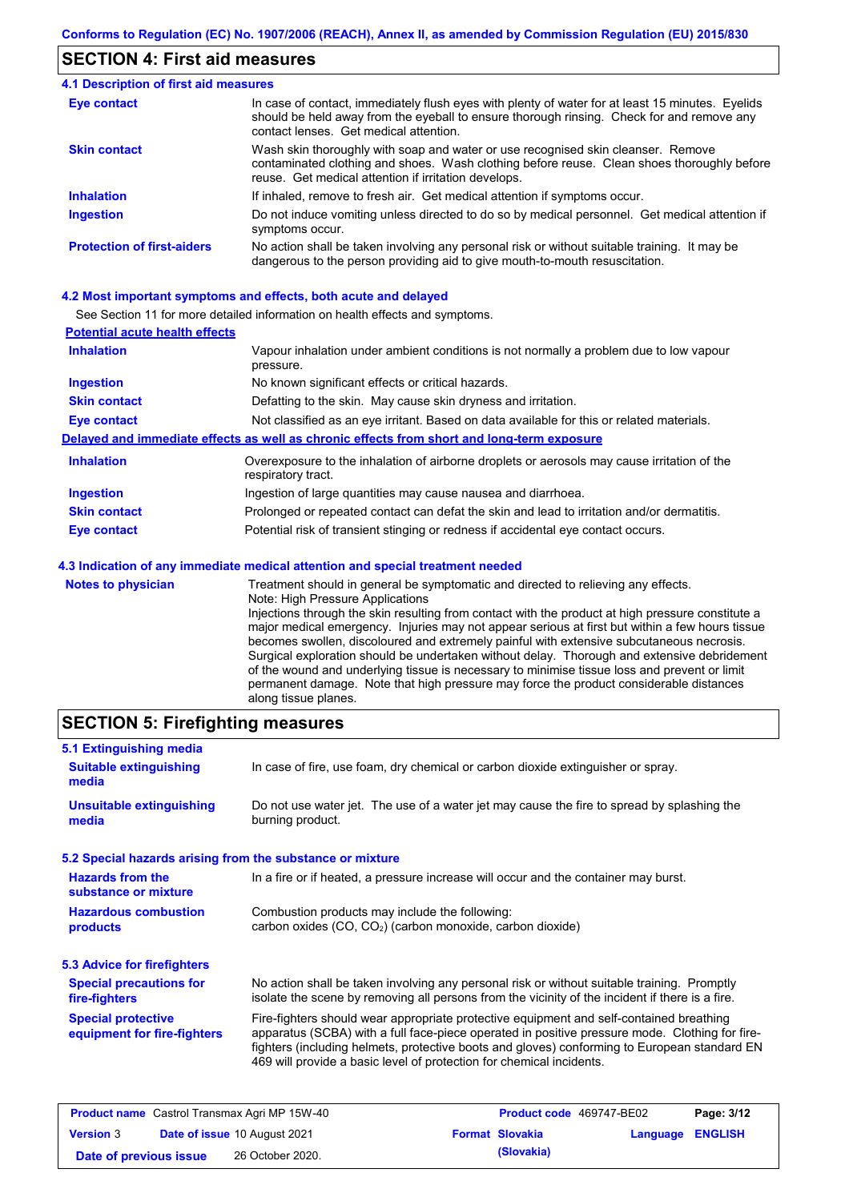## SECTION 4: First aid measures

### 4.1 Description of first aid measures

**Eye contact**
In case of contact, immediately flush eyes with plenty of water for at least 15 minutes. Eyelids should be held away from the eyeball to ensure thorough rinsing. Check for and remove any contact lenses. Get medical attention.

**Skin contact**
Wash skin thoroughly with soap and water or use recognised skin cleanser. Remove contaminated clothing and shoes. Wash clothing before reuse. Clean shoes thoroughly before reuse. Get medical attention if irritation develops.

**Inhalation**
If inhaled, remove to fresh air. Get medical attention if symptoms occur.

**Ingestion**
Do not induce vomiting unless directed to do so by medical personnel. Get medical attention if symptoms occur.

**Protection of first-aiders**
No action shall be taken involving any personal risk or without suitable training. It may be dangerous to the person providing aid to give mouth-to-mouth resuscitation.

### 4.2 Most important symptoms and effects, both acute and delayed

See Section 11 for more detailed information on health effects and symptoms.

**Potential acute health effects**

**Inhalation**
Vapour inhalation under ambient conditions is not normally a problem due to low vapour pressure.

**Ingestion**
No known significant effects or critical hazards.

**Skin contact**
Defatting to the skin. May cause skin dryness and irritation.

**Eye contact**
Not classified as an eye irritant. Based on data available for this or related materials.

**Delayed and immediate effects as well as chronic effects from short and long-term exposure**

**Inhalation**
Overexposure to the inhalation of airborne droplets or aerosols may cause irritation of the respiratory tract.

**Ingestion**
Ingestion of large quantities may cause nausea and diarrhoea.

**Skin contact**
Prolonged or repeated contact can defat the skin and lead to irritation and/or dermatitis.

**Eye contact**
Potential risk of transient stinging or redness if accidental eye contact occurs.

### 4.3 Indication of any immediate medical attention and special treatment needed

**Notes to physician**
Treatment should in general be symptomatic and directed to relieving any effects.
Note: High Pressure Applications
Injections through the skin resulting from contact with the product at high pressure constitute a major medical emergency. Injuries may not appear serious at first but within a few hours tissue becomes swollen, discoloured and extremely painful with extensive subcutaneous necrosis. Surgical exploration should be undertaken without delay. Thorough and extensive debridement of the wound and underlying tissue is necessary to minimise tissue loss and prevent or limit permanent damage. Note that high pressure may force the product considerable distances along tissue planes.

## SECTION 5: Firefighting measures

### 5.1 Extinguishing media

**Suitable extinguishing media**
In case of fire, use foam, dry chemical or carbon dioxide extinguisher or spray.

**Unsuitable extinguishing media**
Do not use water jet. The use of a water jet may cause the fire to spread by splashing the burning product.

### 5.2 Special hazards arising from the substance or mixture

**Hazards from the substance or mixture**
In a fire or if heated, a pressure increase will occur and the container may burst.

**Hazardous combustion products**
Combustion products may include the following:
carbon oxides ($CO$, $CO_2$) (carbon monoxide, carbon dioxide)

### 5.3 Advice for firefighters

**Special precautions for fire-fighters**
No action shall be taken involving any personal risk or without suitable training. Promptly isolate the scene by removing all persons from the vicinity of the incident if there is a fire.

**Special protective equipment for fire-fighters**
Fire-fighters should wear appropriate protective equipment and self-contained breathing apparatus (SCBA) with a full face-piece operated in positive pressure mode. Clothing for fire-fighters (including helmets, protective boots and gloves) conforming to European standard EN 469 will provide a basic level of protection for chemical incidents.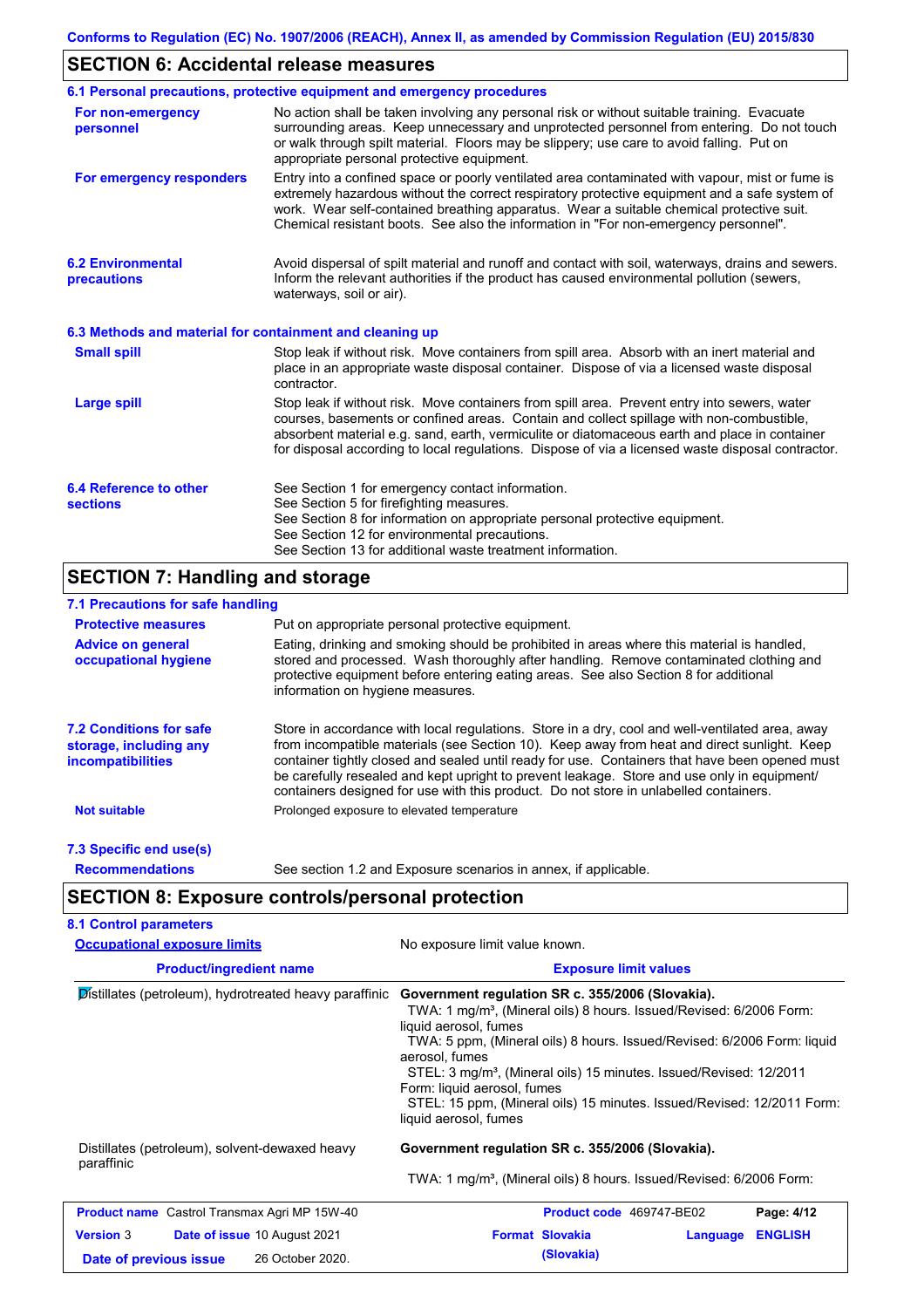Conforms to Regulation (EC) No. 1907/2006 (REACH), Annex II, as amended by Commission Regulation (EU) 2015/830

## SECTION 6: Accidental release measures

### 6.1 Personal precautions, protective equipment and emergency procedures

**For non-emergency personnel**

No action shall be taken involving any personal risk or without suitable training. Evacuate surrounding areas. Keep unnecessary and unprotected personnel from entering. Do not touch or walk through spilt material. Floors may be slippery; use care to avoid falling. Put on appropriate personal protective equipment.

**For emergency responders**

Entry into a confined space or poorly ventilated area contaminated with vapour, mist or fume is extremely hazardous without the correct respiratory protective equipment and a safe system of work. Wear self-contained breathing apparatus. Wear a suitable chemical protective suit. Chemical resistant boots. See also the information in "For non-emergency personnel".

### 6.2 Environmental precautions

Avoid dispersal of spilt material and runoff and contact with soil, waterways, drains and sewers. Inform the relevant authorities if the product has caused environmental pollution (sewers, waterways, soil or air).

### 6.3 Methods and material for containment and cleaning up

**Small spill**

Stop leak if without risk. Move containers from spill area. Absorb with an inert material and place in an appropriate waste disposal container. Dispose of via a licensed waste disposal contractor.

**Large spill**

Stop leak if without risk. Move containers from spill area. Prevent entry into sewers, water courses, basements or confined areas. Contain and collect spillage with non-combustible, absorbent material e.g. sand, earth, vermiculite or diatomaceous earth and place in container for disposal according to local regulations. Dispose of via a licensed waste disposal contractor.

### 6.4 Reference to other sections

See Section 1 for emergency contact information.
See Section 5 for firefighting measures.
See Section 8 for information on appropriate personal protective equipment.
See Section 12 for environmental precautions.
See Section 13 for additional waste treatment information.

## SECTION 7: Handling and storage

### 7.1 Precautions for safe handling

**Protective measures**

Put on appropriate personal protective equipment.

**Advice on general occupational hygiene**

Eating, drinking and smoking should be prohibited in areas where this material is handled, stored and processed. Wash thoroughly after handling. Remove contaminated clothing and protective equipment before entering eating areas. See also Section 8 for additional information on hygiene measures.

### 7.2 Conditions for safe storage, including any incompatibilities

Store in accordance with local regulations. Store in a dry, cool and well-ventilated area, away from incompatible materials (see Section 10). Keep away from heat and direct sunlight. Keep container tightly closed and sealed until ready for use. Containers that have been opened must be carefully resealed and kept upright to prevent leakage. Store and use only in equipment/ containers designed for use with this product. Do not store in unlabelled containers.

**Not suitable**

Prolonged exposure to elevated temperature

### 7.3 Specific end use(s)

**Recommendations**

See section 1.2 and Exposure scenarios in annex, if applicable.

## SECTION 8: Exposure controls/personal protection

### 8.1 Control parameters

**Occupational exposure limits**

No exposure limit value known.

| Product/ingredient name | Exposure limit values |
|---|---|
| Distillates (petroleum), hydrotreated heavy paraffinic | **Government regulation SR c. 355/2006 (Slovakia).**<br>TWA: 1 mg/m³, (Mineral oils) 8 hours. Issued/Revised: 6/2006 Form: liquid aerosol, fumes<br>TWA: 5 ppm, (Mineral oils) 8 hours. Issued/Revised: 6/2006 Form: liquid aerosol, fumes<br>STEL: 3 mg/m³, (Mineral oils) 15 minutes. Issued/Revised: 12/2011 Form: liquid aerosol, fumes<br>STEL: 15 ppm, (Mineral oils) 15 minutes. Issued/Revised: 12/2011 Form: liquid aerosol, fumes |
| Distillates (petroleum), solvent-dewaxed heavy paraffinic | **Government regulation SR c. 355/2006 (Slovakia).**<br>TWA: 1 mg/m³, (Mineral oils) 8 hours. Issued/Revised: 6/2006 Form: |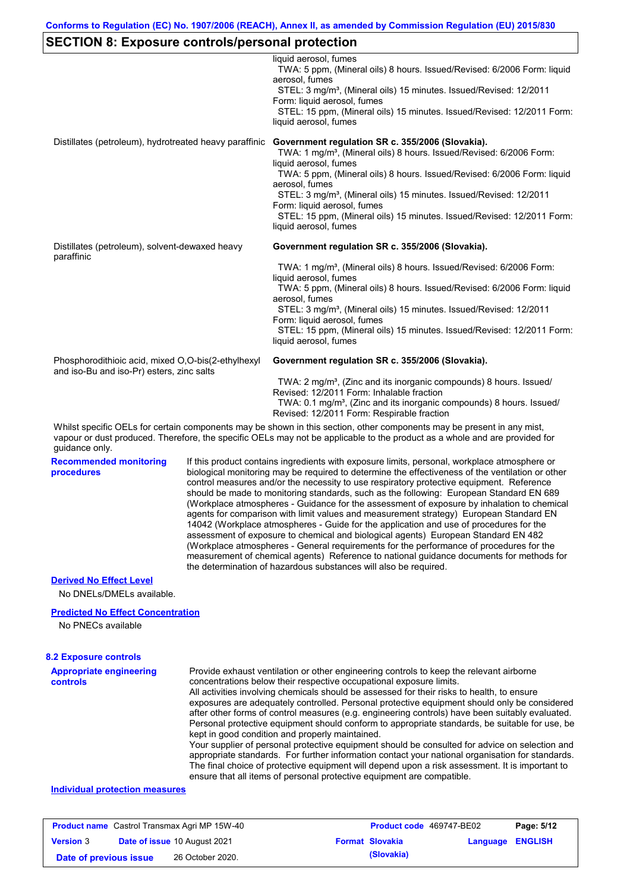## SECTION 8: Exposure controls/personal protection

| | |
|---|---|
| | liquid aerosol, fumes<br>TWA: 5 ppm, (Mineral oils) 8 hours. Issued/Revised: 6/2006 Form: liquid aerosol, fumes<br>STEL: 3 mg/m³, (Mineral oils) 15 minutes. Issued/Revised: 12/2011 Form: liquid aerosol, fumes<br>STEL: 15 ppm, (Mineral oils) 15 minutes. Issued/Revised: 12/2011 Form: liquid aerosol, fumes |
| Distillates (petroleum), hydrotreated heavy paraffinic | **Government regulation SR c. 355/2006 (Slovakia).**<br>TWA: 1 mg/m³, (Mineral oils) 8 hours. Issued/Revised: 6/2006 Form: liquid aerosol, fumes<br>TWA: 5 ppm, (Mineral oils) 8 hours. Issued/Revised: 6/2006 Form: liquid aerosol, fumes<br>STEL: 3 mg/m³, (Mineral oils) 15 minutes. Issued/Revised: 12/2011 Form: liquid aerosol, fumes<br>STEL: 15 ppm, (Mineral oils) 15 minutes. Issued/Revised: 12/2011 Form: liquid aerosol, fumes |
| Distillates (petroleum), solvent-dewaxed heavy paraffinic | **Government regulation SR c. 355/2006 (Slovakia).**<br>TWA: 1 mg/m³, (Mineral oils) 8 hours. Issued/Revised: 6/2006 Form: liquid aerosol, fumes<br>TWA: 5 ppm, (Mineral oils) 8 hours. Issued/Revised: 6/2006 Form: liquid aerosol, fumes<br>STEL: 3 mg/m³, (Mineral oils) 15 minutes. Issued/Revised: 12/2011 Form: liquid aerosol, fumes<br>STEL: 15 ppm, (Mineral oils) 15 minutes. Issued/Revised: 12/2011 Form: liquid aerosol, fumes |
| Phosphorodithioic acid, mixed O,O-bis(2-ethylhexyl and iso-Bu and iso-Pr) esters, zinc salts | **Government regulation SR c. 355/2006 (Slovakia).**<br>TWA: 2 mg/m³, (Zinc and its inorganic compounds) 8 hours. Issued/Revised: 12/2011 Form: Inhalable fraction<br>TWA: 0.1 mg/m³, (Zinc and its inorganic compounds) 8 hours. Issued/Revised: 12/2011 Form: Respirable fraction |

Whilst specific OELs for certain components may be shown in this section, other components may be present in any mist, vapour or dust produced. Therefore, the specific OELs may not be applicable to the product as a whole and are provided for guidance only.

**Recommended monitoring procedures**

If this product contains ingredients with exposure limits, personal, workplace atmosphere or biological monitoring may be required to determine the effectiveness of the ventilation or other control measures and/or the necessity to use respiratory protective equipment. Reference should be made to monitoring standards, such as the following: European Standard EN 689 (Workplace atmospheres - Guidance for the assessment of exposure by inhalation to chemical agents for comparison with limit values and measurement strategy) European Standard EN 14042 (Workplace atmospheres - Guide for the application and use of procedures for the assessment of exposure to chemical and biological agents) European Standard EN 482 (Workplace atmospheres - General requirements for the performance of procedures for the measurement of chemical agents) Reference to national guidance documents for methods for the determination of hazardous substances will also be required.

**Derived No Effect Level**

No DNELs/DMELs available.

**Predicted No Effect Concentration**

No PNECs available

### 8.2 Exposure controls

**Appropriate engineering controls**

Provide exhaust ventilation or other engineering controls to keep the relevant airborne concentrations below their respective occupational exposure limits.
All activities involving chemicals should be assessed for their risks to health, to ensure exposures are adequately controlled. Personal protective equipment should only be considered after other forms of control measures (e.g. engineering controls) have been suitably evaluated. Personal protective equipment should conform to appropriate standards, be suitable for use, be kept in good condition and properly maintained.
Your supplier of personal protective equipment should be consulted for advice on selection and appropriate standards. For further information contact your national organisation for standards.
The final choice of protective equipment will depend upon a risk assessment. It is important to ensure that all items of personal protective equipment are compatible.

**Individual protection measures**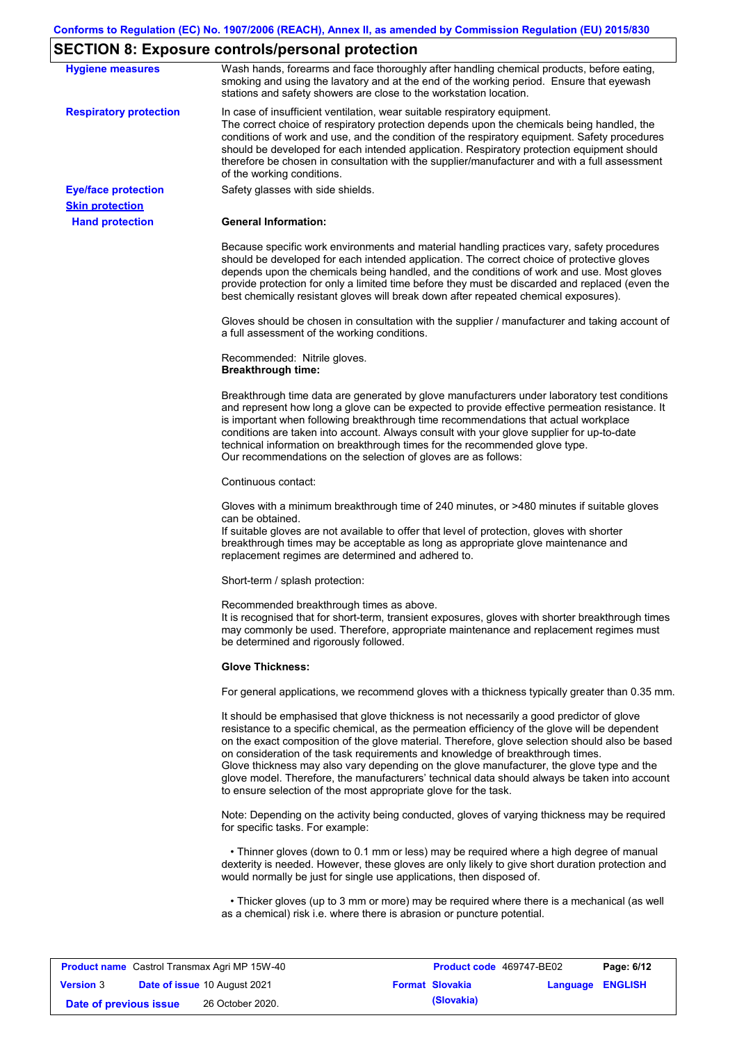## SECTION 8: Exposure controls/personal protection

**Hygiene measures**

Wash hands, forearms and face thoroughly after handling chemical products, before eating, smoking and using the lavatory and at the end of the working period. Ensure that eyewash stations and safety showers are close to the workstation location.

**Respiratory protection**

In case of insufficient ventilation, wear suitable respiratory equipment.
The correct choice of respiratory protection depends upon the chemicals being handled, the conditions of work and use, and the condition of the respiratory equipment. Safety procedures should be developed for each intended application. Respiratory protection equipment should therefore be chosen in consultation with the supplier/manufacturer and with a full assessment of the working conditions.

**Eye/face protection**

Safety glasses with side shields.

**Skin protection**

**Hand protection**

**General Information:**

Because specific work environments and material handling practices vary, safety procedures should be developed for each intended application. The correct choice of protective gloves depends upon the chemicals being handled, and the conditions of work and use. Most gloves provide protection for only a limited time before they must be discarded and replaced (even the best chemically resistant gloves will break down after repeated chemical exposures).

Gloves should be chosen in consultation with the supplier / manufacturer and taking account of a full assessment of the working conditions.

Recommended: Nitrile gloves.
**Breakthrough time:**

Breakthrough time data are generated by glove manufacturers under laboratory test conditions and represent how long a glove can be expected to provide effective permeation resistance. It is important when following breakthrough time recommendations that actual workplace conditions are taken into account. Always consult with your glove supplier for up-to-date technical information on breakthrough times for the recommended glove type.
Our recommendations on the selection of gloves are as follows:

Continuous contact:

Gloves with a minimum breakthrough time of 240 minutes, or >480 minutes if suitable gloves can be obtained.
If suitable gloves are not available to offer that level of protection, gloves with shorter breakthrough times may be acceptable as long as appropriate glove maintenance and replacement regimes are determined and adhered to.

Short-term / splash protection:

Recommended breakthrough times as above.
It is recognised that for short-term, transient exposures, gloves with shorter breakthrough times may commonly be used. Therefore, appropriate maintenance and replacement regimes must be determined and rigorously followed.

**Glove Thickness:**

For general applications, we recommend gloves with a thickness typically greater than 0.35 mm.

It should be emphasised that glove thickness is not necessarily a good predictor of glove resistance to a specific chemical, as the permeation efficiency of the glove will be dependent on the exact composition of the glove material. Therefore, glove selection should also be based on consideration of the task requirements and knowledge of breakthrough times.
Glove thickness may also vary depending on the glove manufacturer, the glove type and the glove model. Therefore, the manufacturers' technical data should always be taken into account to ensure selection of the most appropriate glove for the task.

Note: Depending on the activity being conducted, gloves of varying thickness may be required for specific tasks. For example:

- Thinner gloves (down to 0.1 mm or less) may be required where a high degree of manual dexterity is needed. However, these gloves are only likely to give short duration protection and would normally be just for single use applications, then disposed of.

- Thicker gloves (up to 3 mm or more) may be required where there is a mechanical (as well as a chemical) risk i.e. where there is abrasion or puncture potential.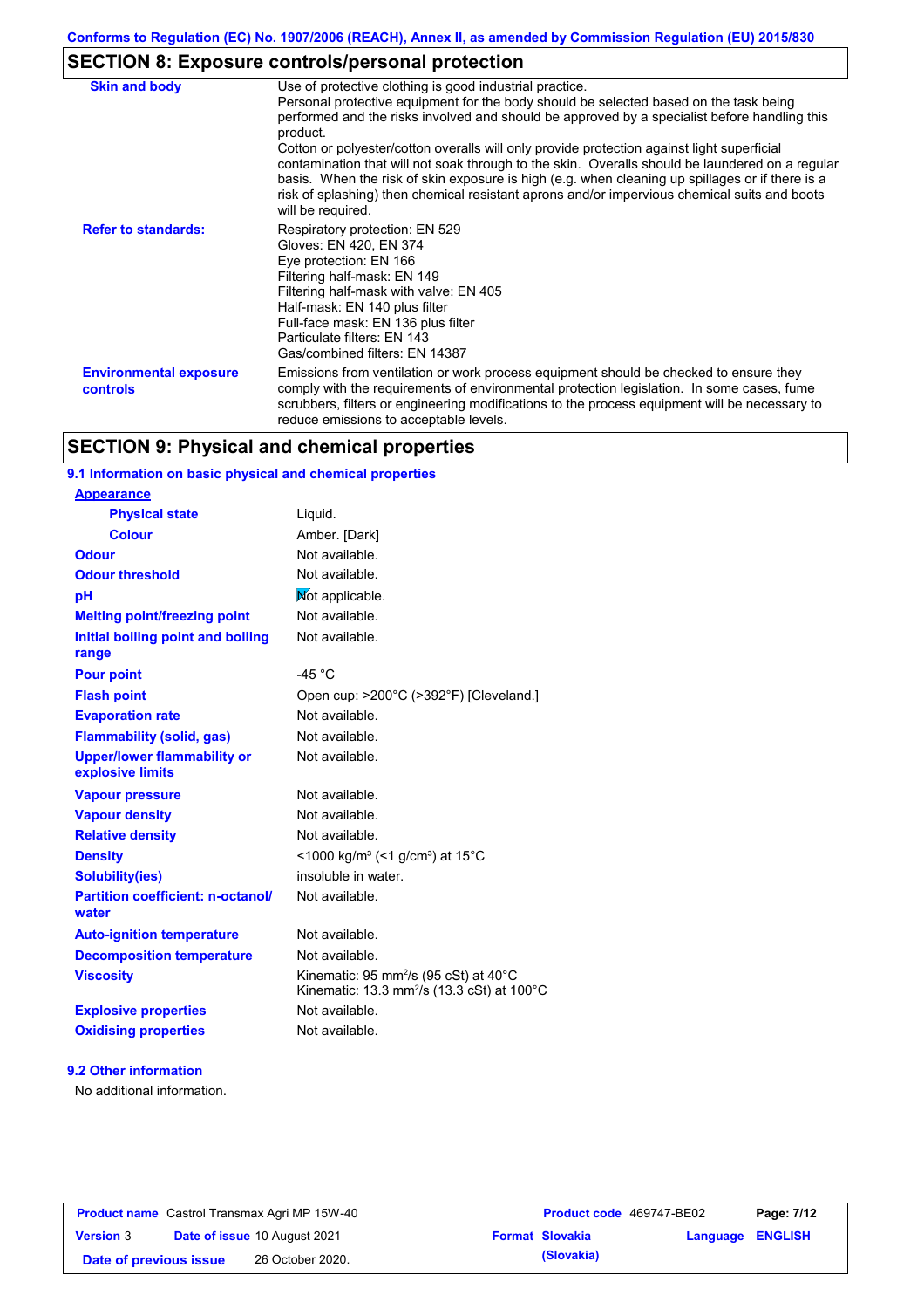Conforms to Regulation (EC) No. 1907/2006 (REACH), Annex II, as amended by Commission Regulation (EU) 2015/830

## SECTION 8: Exposure controls/personal protection

| | |
|---|---|
| **Skin and body** | Use of protective clothing is good industrial practice. Personal protective equipment for the body should be selected based on the task being performed and the risks involved and should be approved by a specialist before handling this product. Cotton or polyester/cotton overalls will only provide protection against light superficial contamination that will not soak through to the skin. Overalls should be laundered on a regular basis. When the risk of skin exposure is high (e.g. when cleaning up spillages or if there is a risk of splashing) then chemical resistant aprons and/or impervious chemical suits and boots will be required. |
| **Refer to standards:** | Respiratory protection: EN 529<br>Gloves: EN 420, EN 374<br>Eye protection: EN 166<br>Filtering half-mask: EN 149<br>Filtering half-mask with valve: EN 405<br>Half-mask: EN 140 plus filter<br>Full-face mask: EN 136 plus filter<br>Particulate filters: EN 143<br>Gas/combined filters: EN 14387 |
| **Environmental exposure controls** | Emissions from ventilation or work process equipment should be checked to ensure they comply with the requirements of environmental protection legislation. In some cases, fume scrubbers, filters or engineering modifications to the process equipment will be necessary to reduce emissions to acceptable levels. |

## SECTION 9: Physical and chemical properties

### 9.1 Information on basic physical and chemical properties

| | |
|---|---|
| **Appearance** | |
| **Physical state** | Liquid. |
| **Colour** | Amber. [Dark] |
| **Odour** | Not available. |
| **Odour threshold** | Not available. |
| **pH** | Not applicable. |
| **Melting point/freezing point** | Not available. |
| **Initial boiling point and boiling range** | Not available. |
| **Pour point** | -45 °C |
| **Flash point** | Open cup: >200°C (>392°F) [Cleveland.] |
| **Evaporation rate** | Not available. |
| **Flammability (solid, gas)** | Not available. |
| **Upper/lower flammability or explosive limits** | Not available. |
| **Vapour pressure** | Not available. |
| **Vapour density** | Not available. |
| **Relative density** | Not available. |
| **Density** | <1000 kg/m³ (<1 g/cm³) at 15°C |
| **Solubility(ies)** | insoluble in water. |
| **Partition coefficient: n-octanol/ water** | Not available. |
| **Auto-ignition temperature** | Not available. |
| **Decomposition temperature** | Not available. |
| **Viscosity** | Kinematic: 95 $mm^2/s$ (95 cSt) at 40°C<br>Kinematic: 13.3 $mm^2/s$ (13.3 cSt) at 100°C |
| **Explosive properties** | Not available. |
| **Oxidising properties** | Not available. |

### 9.2 Other information

No additional information.

| | | | |
|---|---|---|---|
| **Product name** Castrol Transmax Agri MP 15W-40 | | **Product code** 469747-BE02 | **Page: 7/12** |
| **Version** 3 | **Date of issue** 10 August 2021 | **Format** Slovakia (Slovakia) | **Language** ENGLISH |
| **Date of previous issue** | 26 October 2020. | | |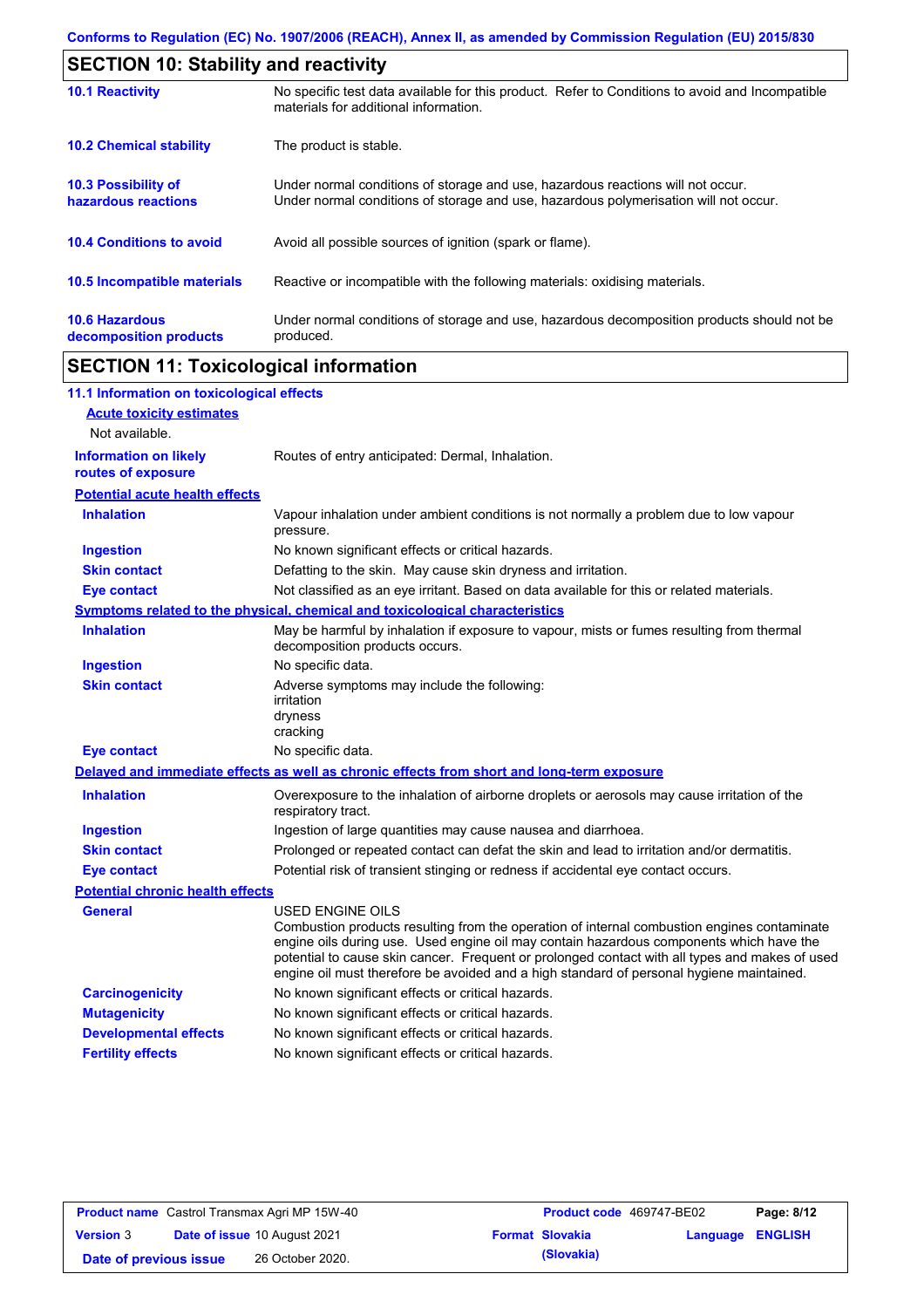## SECTION 10: Stability and reactivity

| | |
|---|---|
| **10.1 Reactivity** | No specific test data available for this product. Refer to Conditions to avoid and Incompatible materials for additional information. |
| **10.2 Chemical stability** | The product is stable. |
| **10.3 Possibility of hazardous reactions** | Under normal conditions of storage and use, hazardous reactions will not occur. Under normal conditions of storage and use, hazardous polymerisation will not occur. |
| **10.4 Conditions to avoid** | Avoid all possible sources of ignition (spark or flame). |
| **10.5 Incompatible materials** | Reactive or incompatible with the following materials: oxidising materials. |
| **10.6 Hazardous decomposition products** | Under normal conditions of storage and use, hazardous decomposition products should not be produced. |

## SECTION 11: Toxicological information

### 11.1 Information on toxicological effects

**Acute toxicity estimates**

Not available.

| | |
|---|---|
| **Information on likely routes of exposure** | Routes of entry anticipated: Dermal, Inhalation. |

**Potential acute health effects**

| | |
|---|---|
| **Inhalation** | Vapour inhalation under ambient conditions is not normally a problem due to low vapour pressure. |
| **Ingestion** | No known significant effects or critical hazards. |
| **Skin contact** | Defatting to the skin. May cause skin dryness and irritation. |
| **Eye contact** | Not classified as an eye irritant. Based on data available for this or related materials. |

**Symptoms related to the physical, chemical and toxicological characteristics**

| | |
|---|---|
| **Inhalation** | May be harmful by inhalation if exposure to vapour, mists or fumes resulting from thermal decomposition products occurs. |
| **Ingestion** | No specific data. |
| **Skin contact** | Adverse symptoms may include the following:<br>irritation<br>dryness<br>cracking |
| **Eye contact** | No specific data. |

**Delayed and immediate effects as well as chronic effects from short and long-term exposure**

| | |
|---|---|
| **Inhalation** | Overexposure to the inhalation of airborne droplets or aerosols may cause irritation of the respiratory tract. |
| **Ingestion** | Ingestion of large quantities may cause nausea and diarrhoea. |
| **Skin contact** | Prolonged or repeated contact can defat the skin and lead to irritation and/or dermatitis. |
| **Eye contact** | Potential risk of transient stinging or redness if accidental eye contact occurs. |

**Potential chronic health effects**

| | |
|---|---|
| **General** | USED ENGINE OILS<br>Combustion products resulting from the operation of internal combustion engines contaminate engine oils during use. Used engine oil may contain hazardous components which have the potential to cause skin cancer. Frequent or prolonged contact with all types and makes of used engine oil must therefore be avoided and a high standard of personal hygiene maintained. |
| **Carcinogenicity** | No known significant effects or critical hazards. |
| **Mutagenicity** | No known significant effects or critical hazards. |
| **Developmental effects** | No known significant effects or critical hazards. |
| **Fertility effects** | No known significant effects or critical hazards. |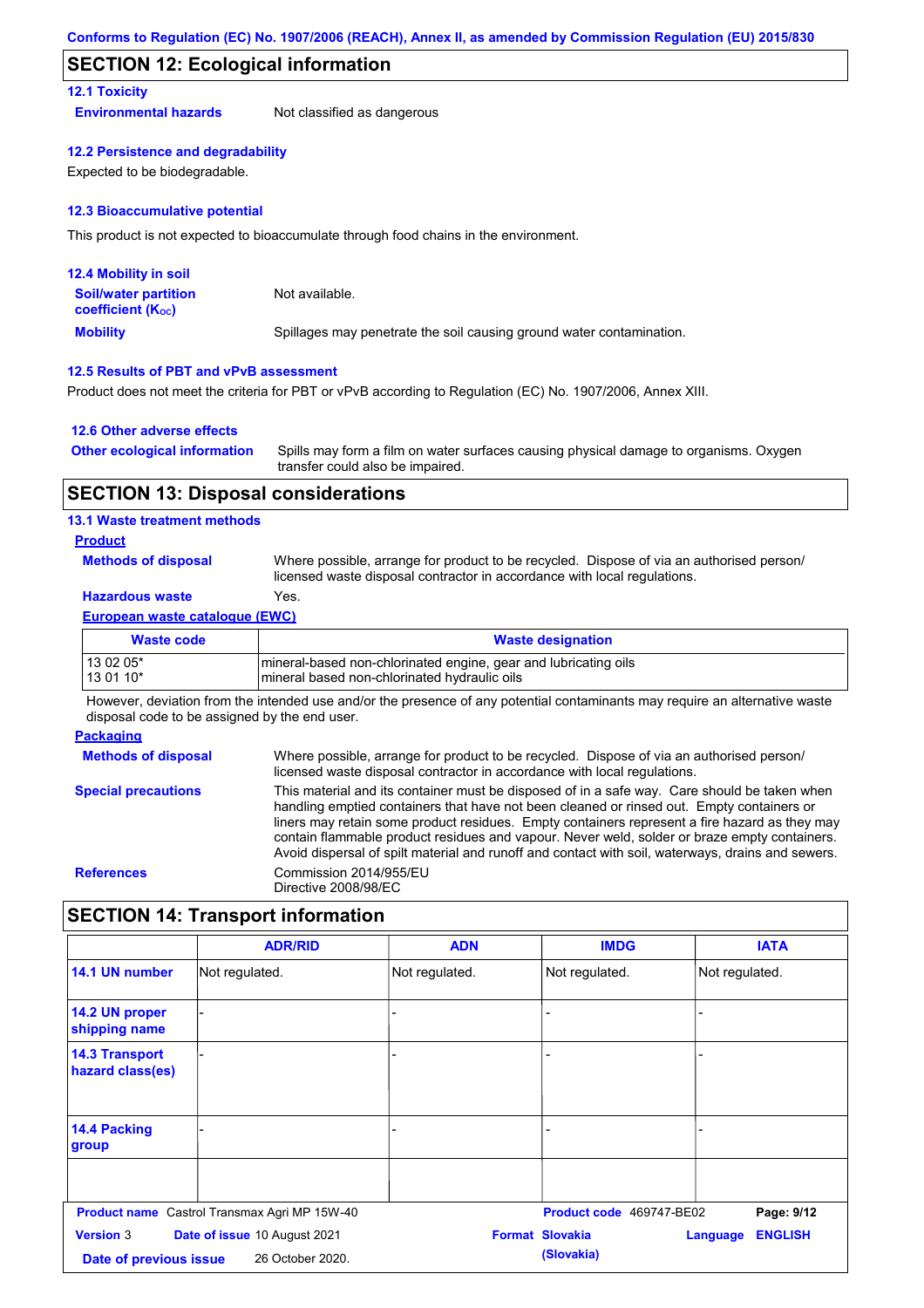## SECTION 12: Ecological information

### 12.1 Toxicity

**Environmental hazards** Not classified as dangerous

### 12.2 Persistence and degradability

Expected to be biodegradable.

### 12.3 Bioaccumulative potential

This product is not expected to bioaccumulate through food chains in the environment.

### 12.4 Mobility in soil

**Soil/water partition coefficient ($K_{OC}$)** Not available.

**Mobility** Spillages may penetrate the soil causing ground water contamination.

### 12.5 Results of PBT and vPvB assessment

Product does not meet the criteria for PBT or vPvB according to Regulation (EC) No. 1907/2006, Annex XIII.

### 12.6 Other adverse effects

**Other ecological information** Spills may form a film on water surfaces causing physical damage to organisms. Oxygen transfer could also be impaired.

## SECTION 13: Disposal considerations

### 13.1 Waste treatment methods

**Product**

**Methods of disposal** Where possible, arrange for product to be recycled. Dispose of via an authorised person/ licensed waste disposal contractor in accordance with local regulations.

**Hazardous waste** Yes.

**European waste catalogue (EWC)**

| Waste code | Waste designation |
|---|---|
| 13 02 05*<br>13 01 10* | mineral-based non-chlorinated engine, gear and lubricating oils<br>mineral based non-chlorinated hydraulic oils |

However, deviation from the intended use and/or the presence of any potential contaminants may require an alternative waste disposal code to be assigned by the end user.

**Packaging**

**Methods of disposal** Where possible, arrange for product to be recycled. Dispose of via an authorised person/ licensed waste disposal contractor in accordance with local regulations.

**Special precautions** This material and its container must be disposed of in a safe way. Care should be taken when handling emptied containers that have not been cleaned or rinsed out. Empty containers or liners may retain some product residues. Empty containers represent a fire hazard as they may contain flammable product residues and vapour. Never weld, solder or braze empty containers. Avoid dispersal of spilt material and runoff and contact with soil, waterways, drains and sewers.

**References** Commission 2014/955/EU
Directive 2008/98/EC

## SECTION 14: Transport information

| | ADR/RID | ADN | IMDG | IATA |
|---|---|---|---|---|
| **14.1 UN number** | Not regulated. | Not regulated. | Not regulated. | Not regulated. |
| **14.2 UN proper shipping name** | - | - | - | - |
| **14.3 Transport hazard class(es)** | - | - | - | - |
| **14.4 Packing group** | - | - | - | - |
| | | | | |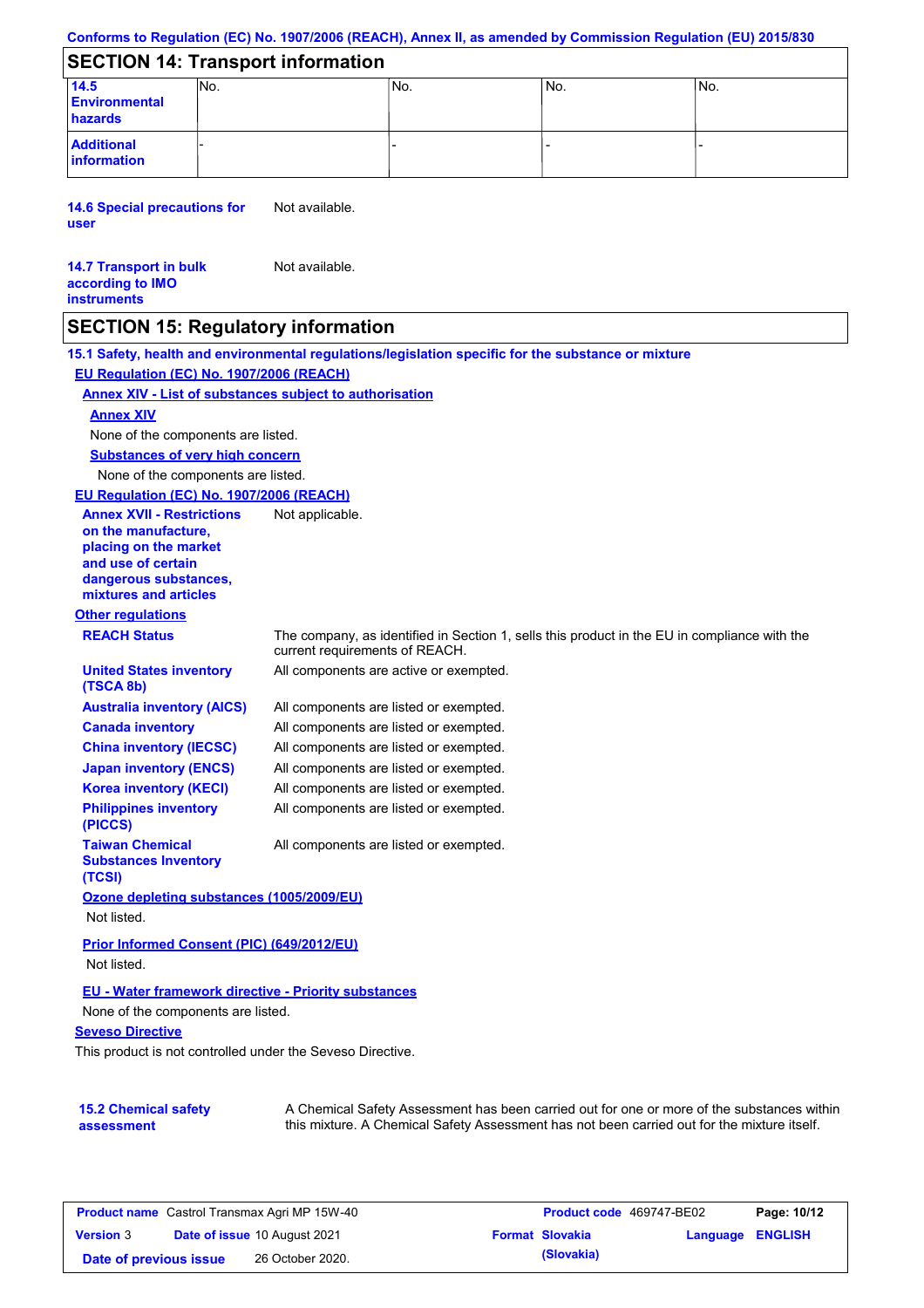Conforms to Regulation (EC) No. 1907/2006 (REACH), Annex II, as amended by Commission Regulation (EU) 2015/830

## SECTION 14: Transport information

| | | | | |
|---|---|---|---|---|
| **14.5 Environmental hazards** | No. | No. | No. | No. |
| **Additional information** | - | - | - | - |

**14.6 Special precautions for user** Not available.

**14.7 Transport in bulk according to IMO instruments** Not available.

## SECTION 15: Regulatory information

**15.1 Safety, health and environmental regulations/legislation specific for the substance or mixture**

**EU Regulation (EC) No. 1907/2006 (REACH)**

**Annex XIV - List of substances subject to authorisation**

**Annex XIV**

None of the components are listed.

**Substances of very high concern**

None of the components are listed.

**EU Regulation (EC) No. 1907/2006 (REACH)**

**Annex XVII - Restrictions on the manufacture, placing on the market and use of certain dangerous substances, mixtures and articles** Not applicable.

**Other regulations**

| | |
|---|---|
| **REACH Status** | The company, as identified in Section 1, sells this product in the EU in compliance with the current requirements of REACH. |
| **United States inventory (TSCA 8b)** | All components are active or exempted. |
| **Australia inventory (AICS)** | All components are listed or exempted. |
| **Canada inventory** | All components are listed or exempted. |
| **China inventory (IECSC)** | All components are listed or exempted. |
| **Japan inventory (ENCS)** | All components are listed or exempted. |
| **Korea inventory (KECI)** | All components are listed or exempted. |
| **Philippines inventory (PICCS)** | All components are listed or exempted. |
| **Taiwan Chemical Substances Inventory (TCSI)** | All components are listed or exempted. |

**Ozone depleting substances (1005/2009/EU)**

Not listed.

**Prior Informed Consent (PIC) (649/2012/EU)**

Not listed.

**EU - Water framework directive - Priority substances**

None of the components are listed.

**Seveso Directive**

This product is not controlled under the Seveso Directive.

**15.2 Chemical safety assessment** A Chemical Safety Assessment has been carried out for one or more of the substances within this mixture. A Chemical Safety Assessment has not been carried out for the mixture itself.

| | | | |
|---|---|---|---|
| **Product name** Castrol Transmax Agri MP 15W-40 | | **Product code** 469747-BE02 | |
| **Version** 3 | **Date of issue** 10 August 2021 | **Format** Slovakia (Slovakia) | **Language** ENGLISH |
| **Date of previous issue** | 26 October 2020. | | |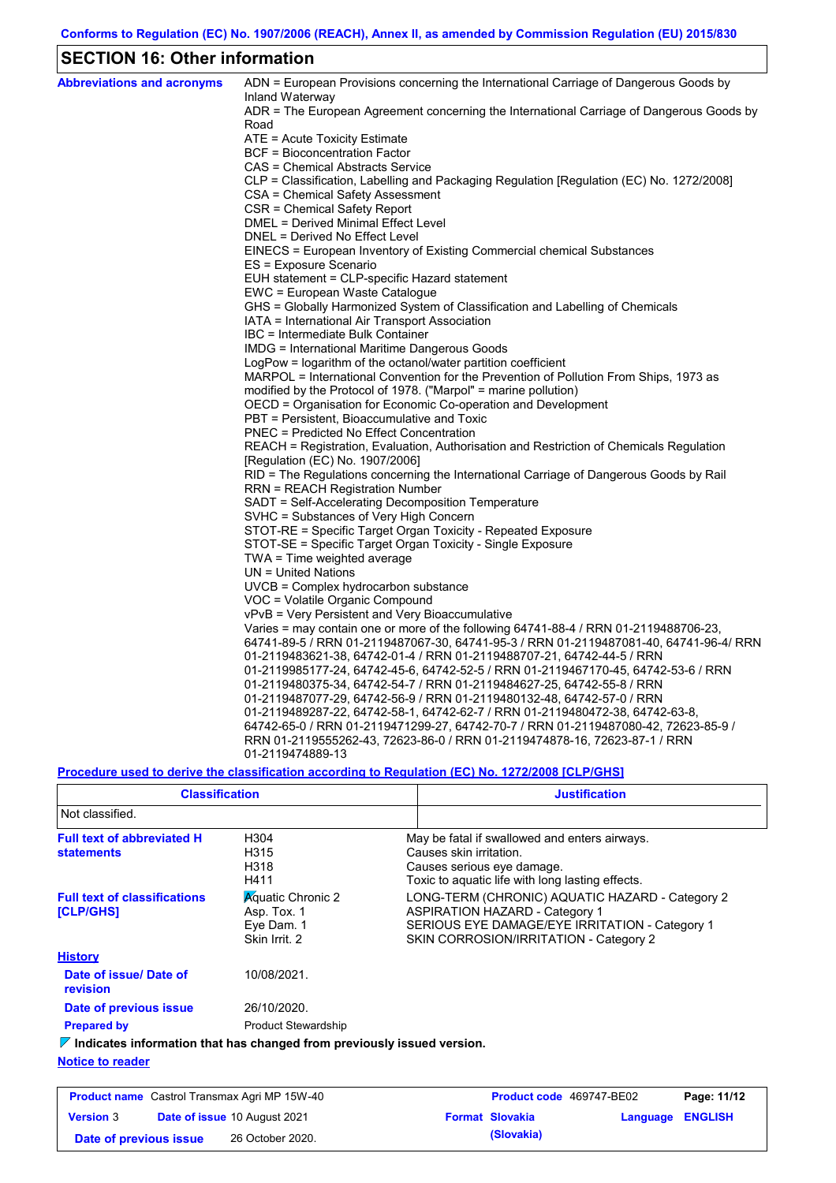Conforms to Regulation (EC) No. 1907/2006 (REACH), Annex II, as amended by Commission Regulation (EU) 2015/830

## SECTION 16: Other information

**Abbreviations and acronyms**

ADN = European Provisions concerning the International Carriage of Dangerous Goods by Inland Waterway
ADR = The European Agreement concerning the International Carriage of Dangerous Goods by Road
ATE = Acute Toxicity Estimate
BCF = Bioconcentration Factor
CAS = Chemical Abstracts Service
CLP = Classification, Labelling and Packaging Regulation [Regulation (EC) No. 1272/2008]
CSA = Chemical Safety Assessment
CSR = Chemical Safety Report
DMEL = Derived Minimal Effect Level
DNEL = Derived No Effect Level
EINECS = European Inventory of Existing Commercial chemical Substances
ES = Exposure Scenario
EUH statement = CLP-specific Hazard statement
EWC = European Waste Catalogue
GHS = Globally Harmonized System of Classification and Labelling of Chemicals
IATA = International Air Transport Association
IBC = Intermediate Bulk Container
IMDG = International Maritime Dangerous Goods
LogPow = logarithm of the octanol/water partition coefficient
MARPOL = International Convention for the Prevention of Pollution From Ships, 1973 as modified by the Protocol of 1978. ("Marpol" = marine pollution)
OECD = Organisation for Economic Co-operation and Development
PBT = Persistent, Bioaccumulative and Toxic
PNEC = Predicted No Effect Concentration
REACH = Registration, Evaluation, Authorisation and Restriction of Chemicals Regulation [Regulation (EC) No. 1907/2006]
RID = The Regulations concerning the International Carriage of Dangerous Goods by Rail
RRN = REACH Registration Number
SADT = Self-Accelerating Decomposition Temperature
SVHC = Substances of Very High Concern
STOT-RE = Specific Target Organ Toxicity - Repeated Exposure
STOT-SE = Specific Target Organ Toxicity - Single Exposure
TWA = Time weighted average
UN = United Nations
UVCB = Complex hydrocarbon substance
VOC = Volatile Organic Compound
vPvB = Very Persistent and Very Bioaccumulative
Varies = may contain one or more of the following 64741-88-4 / RRN 01-2119488706-23, 64741-89-5 / RRN 01-2119487067-30, 64741-95-3 / RRN 01-2119487081-40, 64741-96-4/ RRN 01-2119483621-38, 64742-01-4 / RRN 01-2119488707-21, 64742-44-5 / RRN 01-2119985177-24, 64742-45-6, 64742-52-5 / RRN 01-2119467170-45, 64742-53-6 / RRN 01-2119480375-34, 64742-54-7 / RRN 01-2119484627-25, 64742-55-8 / RRN 01-2119487077-29, 64742-56-9 / RRN 01-2119480132-48, 64742-57-0 / RRN 01-2119489287-22, 64742-58-1, 64742-62-7 / RRN 01-2119480472-38, 64742-63-8, 64742-65-0 / RRN 01-2119471299-27, 64742-70-7 / RRN 01-2119487080-42, 72623-85-9 / RRN 01-2119555262-43, 72623-86-0 / RRN 01-2119474878-16, 72623-87-1 / RRN 01-2119474889-13

**Procedure used to derive the classification according to Regulation (EC) No. 1272/2008 [CLP/GHS]**

| Classification | Justification |
|---|---|
| Not classified. | |

**Full text of abbreviated H statements**

| | |
|---|---|
| H304 | May be fatal if swallowed and enters airways. |
| H315 | Causes skin irritation. |
| H318 | Causes serious eye damage. |
| H411 | Toxic to aquatic life with long lasting effects. |

**Full text of classifications [CLP/GHS]**

| | |
|---|---|
| Aquatic Chronic 2 | LONG-TERM (CHRONIC) AQUATIC HAZARD - Category 2 |
| Asp. Tox. 1 | ASPIRATION HAZARD - Category 1 |
| Eye Dam. 1 | SERIOUS EYE DAMAGE/EYE IRRITATION - Category 1 |
| Skin Irrit. 2 | SKIN CORROSION/IRRITATION - Category 2 |

**History**

**Date of issue/ Date of revision**: 10/08/2021.

**Date of previous issue**: 26/10/2020.

**Prepared by**: Product Stewardship

**Indicates information that has changed from previously issued version.**

**Notice to reader**

| Product name | Castrol Transmax Agri MP 15W-40 | Product code | 469747-BE02 |
|---|---|---|---|
| Version 3 | Date of issue 10 August 2021 | Format Slovakia (Slovakia) | Language ENGLISH |
| Date of previous issue | 26 October 2020. | | |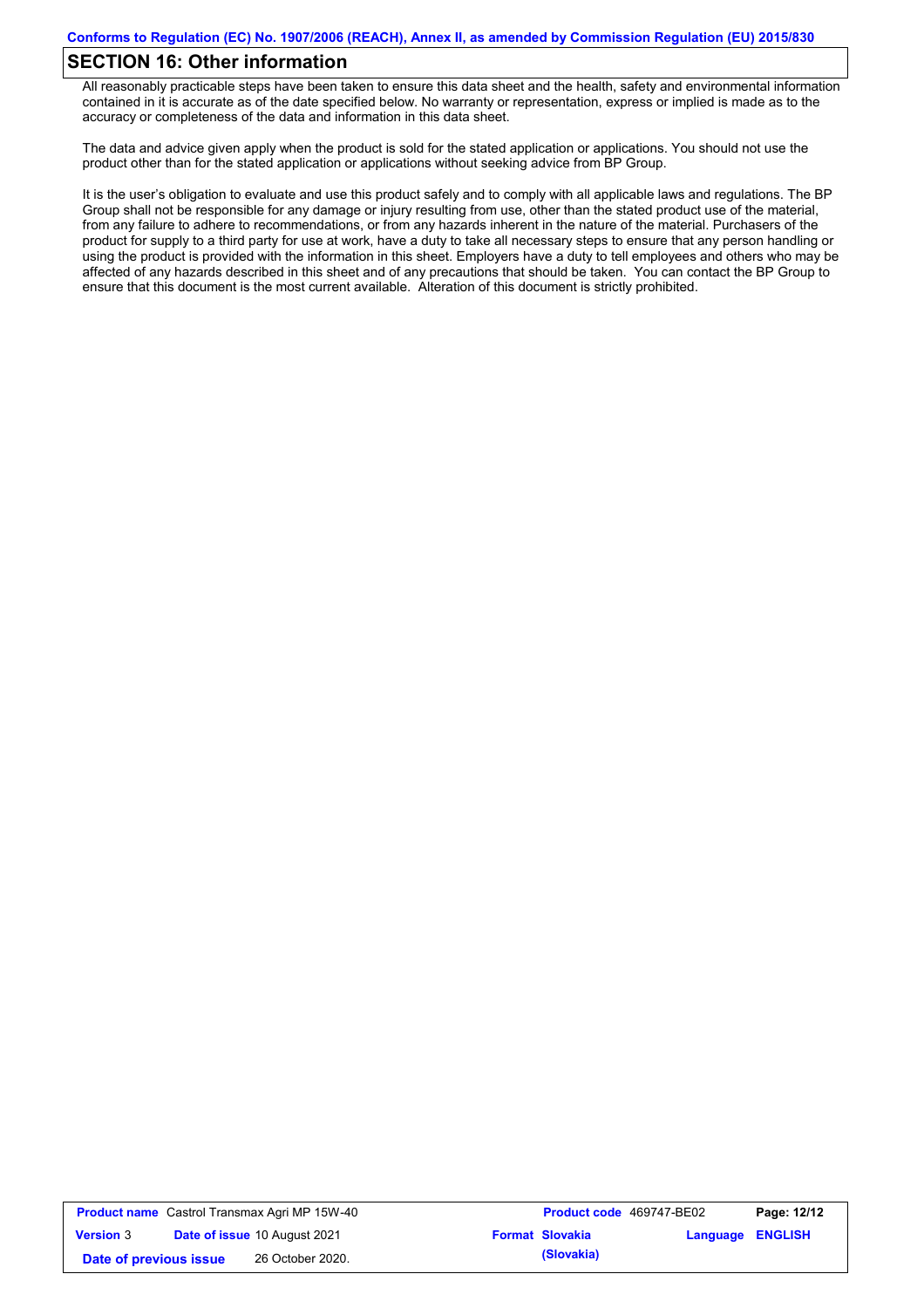## SECTION 16: Other information

All reasonably practicable steps have been taken to ensure this data sheet and the health, safety and environmental information contained in it is accurate as of the date specified below. No warranty or representation, express or implied is made as to the accuracy or completeness of the data and information in this data sheet.

The data and advice given apply when the product is sold for the stated application or applications. You should not use the product other than for the stated application or applications without seeking advice from BP Group.

It is the user's obligation to evaluate and use this product safely and to comply with all applicable laws and regulations. The BP Group shall not be responsible for any damage or injury resulting from use, other than the stated product use of the material, from any failure to adhere to recommendations, or from any hazards inherent in the nature of the material. Purchasers of the product for supply to a third party for use at work, have a duty to take all necessary steps to ensure that any person handling or using the product is provided with the information in this sheet. Employers have a duty to tell employees and others who may be affected of any hazards described in this sheet and of any precautions that should be taken. You can contact the BP Group to ensure that this document is the most current available. Alteration of this document is strictly prohibited.